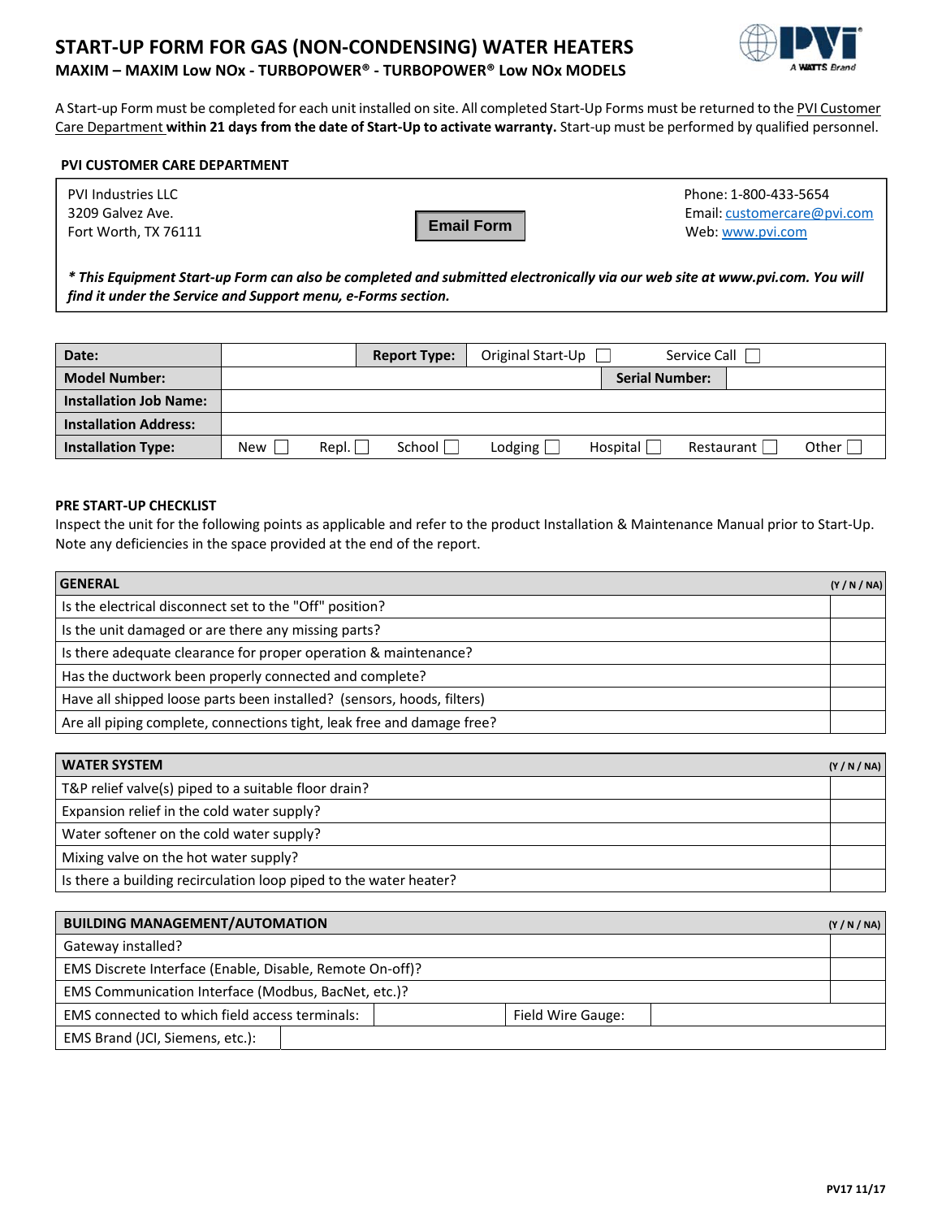# START-UP FORM FOR GAS (NON-CONDENSING) WATER HEATERS

## MAXIM – MAXIM Low NOx - TURBOPOWER® - TURBOPOWER® Low NOx MODELS

A Start-up Form must be completed for each unit installed on site. All completed Start-Up Forms must be returned to the PVI Customer Care Department **within 21 days from the date of Start-Up to activate warranty.** Start-up must be performed by qualified personnel.

### PVI CUSTOMER CARE DEPARTMENT

PVI Industries LLC
3209 Galvez Ave.
Fort Worth, TX 76111

Email Form

Phone: 1-800-433-5654
Email: customercare@pvi.com
Web: www.pvi.com

***\* This Equipment Start-up Form can also be completed and submitted electronically via our web site at www.pvi.com. You will find it under the Service and Support menu, e-Forms section.***

| **Date:** | | **Report Type:** | Original Start-Up ☐ | Service Call ☐ | | |
|---|---|---|---|---|---|---|
| **Model Number:** | | | | **Serial Number:** | | |
| **Installation Job Name:** | | | | | | |
| **Installation Address:** | | | | | | |
| **Installation Type:** | New ☐ Repl. ☐ | School ☐ | Lodging ☐ | Hospital ☐ | Restaurant ☐ | Other ☐ |

### PRE START-UP CHECKLIST

Inspect the unit for the following points as applicable and refer to the product Installation & Maintenance Manual prior to Start-Up. Note any deficiencies in the space provided at the end of the report.

| **GENERAL** | **(Y / N / NA)** |
|---|---|
| Is the electrical disconnect set to the "Off" position? | |
| Is the unit damaged or are there any missing parts? | |
| Is there adequate clearance for proper operation & maintenance? | |
| Has the ductwork been properly connected and complete? | |
| Have all shipped loose parts been installed? (sensors, hoods, filters) | |
| Are all piping complete, connections tight, leak free and damage free? | |

| **WATER SYSTEM** | **(Y / N / NA)** |
|---|---|
| T&P relief valve(s) piped to a suitable floor drain? | |
| Expansion relief in the cold water supply? | |
| Water softener on the cold water supply? | |
| Mixing valve on the hot water supply? | |
| Is there a building recirculation loop piped to the water heater? | |

| **BUILDING MANAGEMENT/AUTOMATION** | | | **(Y / N / NA)** |
|---|---|---|---|
| Gateway installed? | | | |
| EMS Discrete Interface (Enable, Disable, Remote On-off)? | | | |
| EMS Communication Interface (Modbus, BacNet, etc.)? | | | |
| EMS connected to which field access terminals: | | Field Wire Gauge: | |
| EMS Brand (JCI, Siemens, etc.): | | | |

PV17 11/17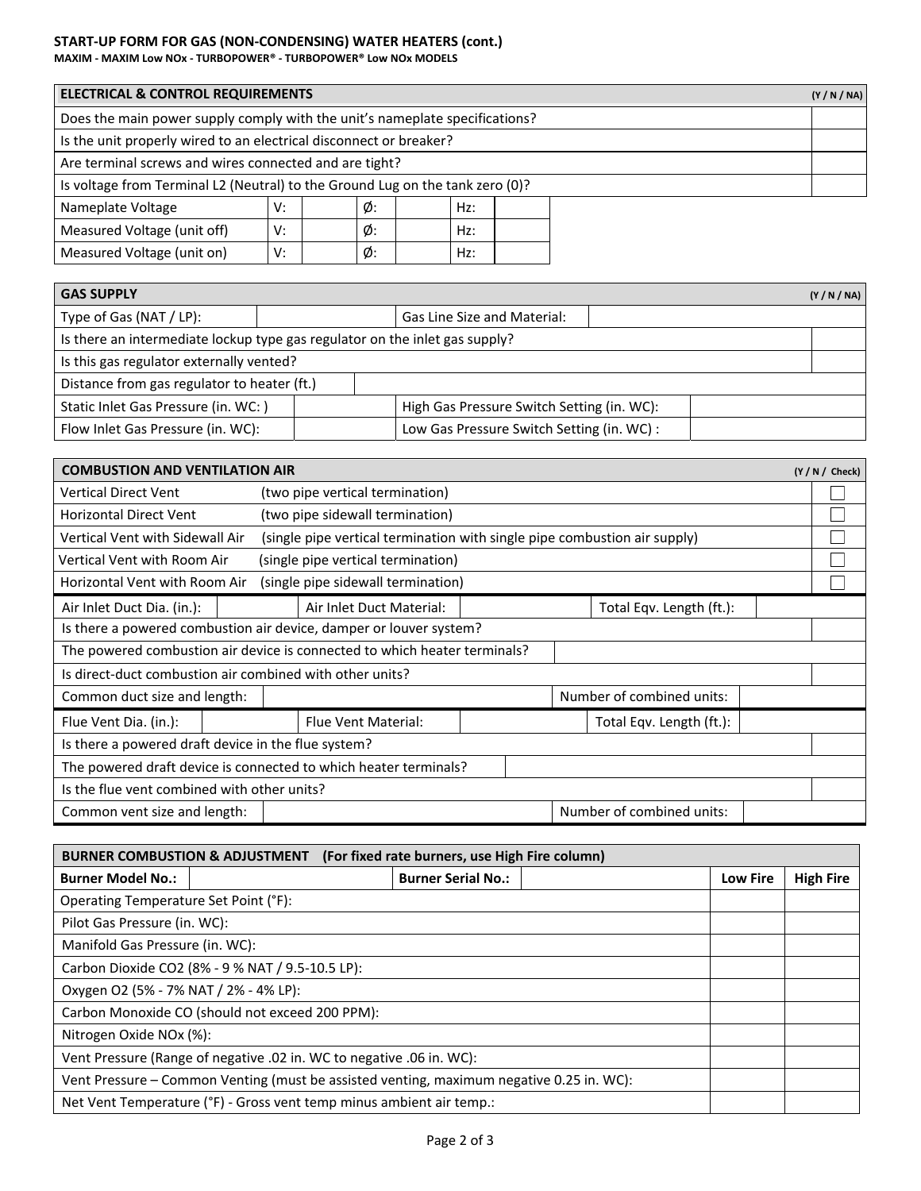## START-UP FORM FOR GAS (NON-CONDENSING) WATER HEATERS (cont.)

**MAXIM - MAXIM Low NOx - TURBOPOWER® - TURBOPOWER® Low NOx MODELS**

| ELECTRICAL & CONTROL REQUIREMENTS | | | | | | | (Y / N / NA) |
|---|---|---|---|---|---|---|---|
| Does the main power supply comply with the unit's nameplate specifications? | | | | | | | |
| Is the unit properly wired to an electrical disconnect or breaker? | | | | | | | |
| Are terminal screws and wires connected and are tight? | | | | | | | |
| Is voltage from Terminal L2 (Neutral) to the Ground Lug on the tank zero (0)? | | | | | | | |
| Nameplate Voltage | V: | | Ø: | | Hz: | | |
| Measured Voltage (unit off) | V: | | Ø: | | Hz: | | |
| Measured Voltage (unit on) | V: | | Ø: | | Hz: | | |

| GAS SUPPLY | | | | (Y / N / NA) |
|---|---|---|---|---|
| Type of Gas (NAT / LP): | | Gas Line Size and Material: | | |
| Is there an intermediate lockup type gas regulator on the inlet gas supply? | | | | |
| Is this gas regulator externally vented? | | | | |
| Distance from gas regulator to heater (ft.) | | | | |
| Static Inlet Gas Pressure (in. WC: ) | | High Gas Pressure Switch Setting (in. WC): | | |
| Flow Inlet Gas Pressure (in. WC): | | Low Gas Pressure Switch Setting (in. WC) : | | |

| COMBUSTION AND VENTILATION AIR | | | | | | (Y / N / Check) |
|---|---|---|---|---|---|---|
| Vertical Direct Vent | (two pipe vertical termination) | | | | | ☐ |
| Horizontal Direct Vent | (two pipe sidewall termination) | | | | | ☐ |
| Vertical Vent with Sidewall Air | (single pipe vertical termination with single pipe combustion air supply) | | | | | ☐ |
| Vertical Vent with Room Air | (single pipe vertical termination) | | | | | ☐ |
| Horizontal Vent with Room Air | (single pipe sidewall termination) | | | | | ☐ |
| Air Inlet Duct Dia. (in.): | | Air Inlet Duct Material: | | Total Eqv. Length (ft.): | | |
| Is there a powered combustion air device, damper or louver system? | | | | | | |
| The powered combustion air device is connected to which heater terminals? | | | | | | |
| Is direct-duct combustion air combined with other units? | | | | | | |
| Common duct size and length: | | | | Number of combined units: | | |
| Flue Vent Dia. (in.): | | Flue Vent Material: | | Total Eqv. Length (ft.): | | |
| Is there a powered draft device in the flue system? | | | | | | |
| The powered draft device is connected to which heater terminals? | | | | | | |
| Is the flue vent combined with other units? | | | | | | |
| Common vent size and length: | | | | Number of combined units: | | |

| BURNER COMBUSTION & ADJUSTMENT (For fixed rate burners, use High Fire column) | | | | | |
|---|---|---|---|---|---|
| **Burner Model No.:** | | **Burner Serial No.:** | | **Low Fire** | **High Fire** |
| Operating Temperature Set Point (°F): | | | | | |
| Pilot Gas Pressure (in. WC): | | | | | |
| Manifold Gas Pressure (in. WC): | | | | | |
| Carbon Dioxide $CO_2$ (8% - 9 % NAT / 9.5-10.5 LP): | | | | | |
| Oxygen $O_2$ (5% - 7% NAT / 2% - 4% LP): | | | | | |
| Carbon Monoxide CO (should not exceed 200 PPM): | | | | | |
| Nitrogen Oxide $NO_x$ (%): | | | | | |
| Vent Pressure (Range of negative .02 in. WC to negative .06 in. WC): | | | | | |
| Vent Pressure – Common Venting (must be assisted venting, maximum negative 0.25 in. WC): | | | | | |
| Net Vent Temperature (°F) - Gross vent temp minus ambient air temp.: | | | | | |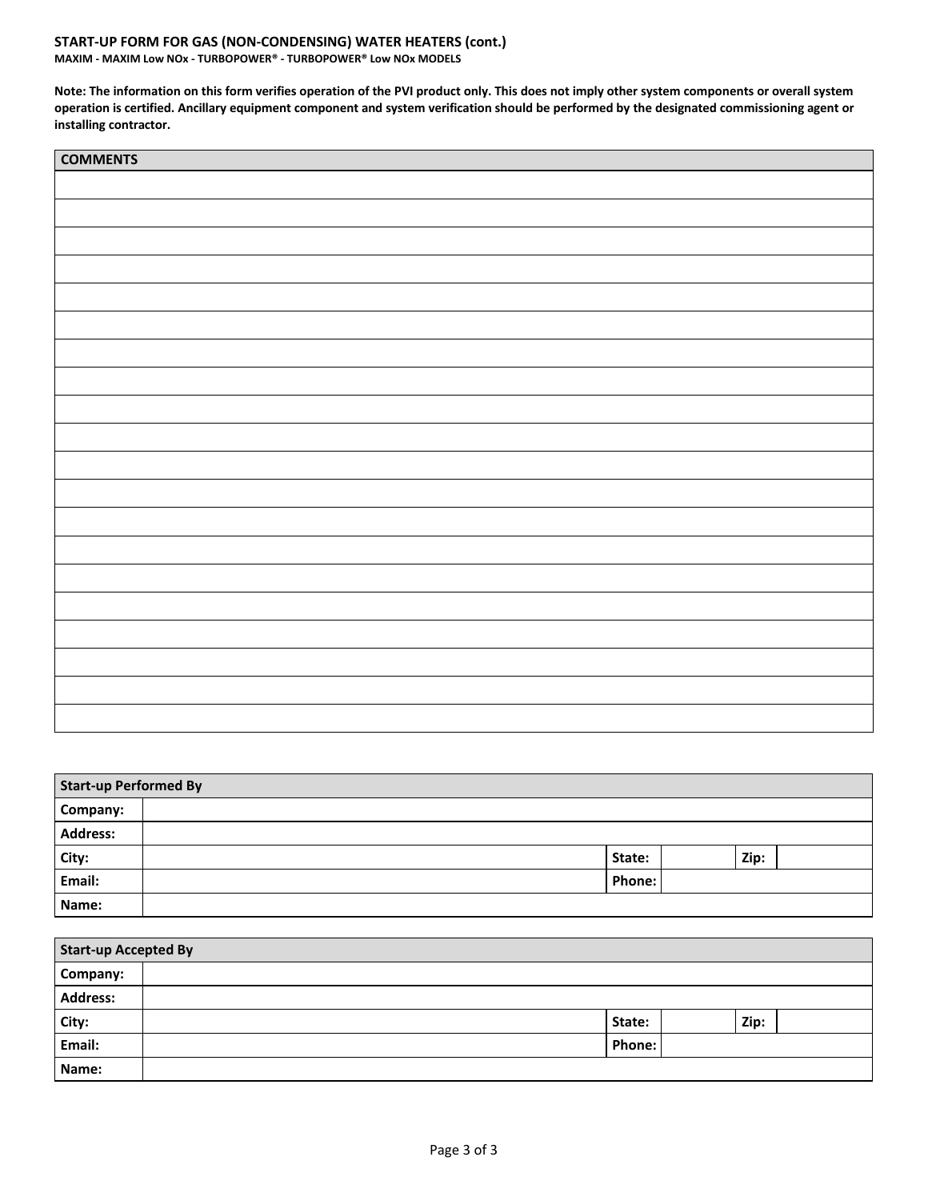## START-UP FORM FOR GAS (NON-CONDENSING) WATER HEATERS (cont.)

**MAXIM - MAXIM Low NOx - TURBOPOWER® - TURBOPOWER® Low NOx MODELS**

**Note: The information on this form verifies operation of the PVI product only. This does not imply other system components or overall system operation is certified. Ancillary equipment component and system verification should be performed by the designated commissioning agent or installing contractor.**

| COMMENTS |
| --- |
| |
| |
| |
| |
| |
| |
| |
| |
| |
| |
| |
| |
| |
| |
| |
| |
| |
| |
| |
| |

| Start-up Performed By | | | | | |
| --- | --- | --- | --- | --- | --- |
| Company: | | | | | |
| Address: | | | | | |
| City: | | State: | | Zip: | |
| Email: | | Phone: | | | |
| Name: | | | | | |

| Start-up Accepted By | | | | | |
| --- | --- | --- | --- | --- | --- |
| Company: | | | | | |
| Address: | | | | | |
| City: | | State: | | Zip: | |
| Email: | | Phone: | | | |
| Name: | | | | | |